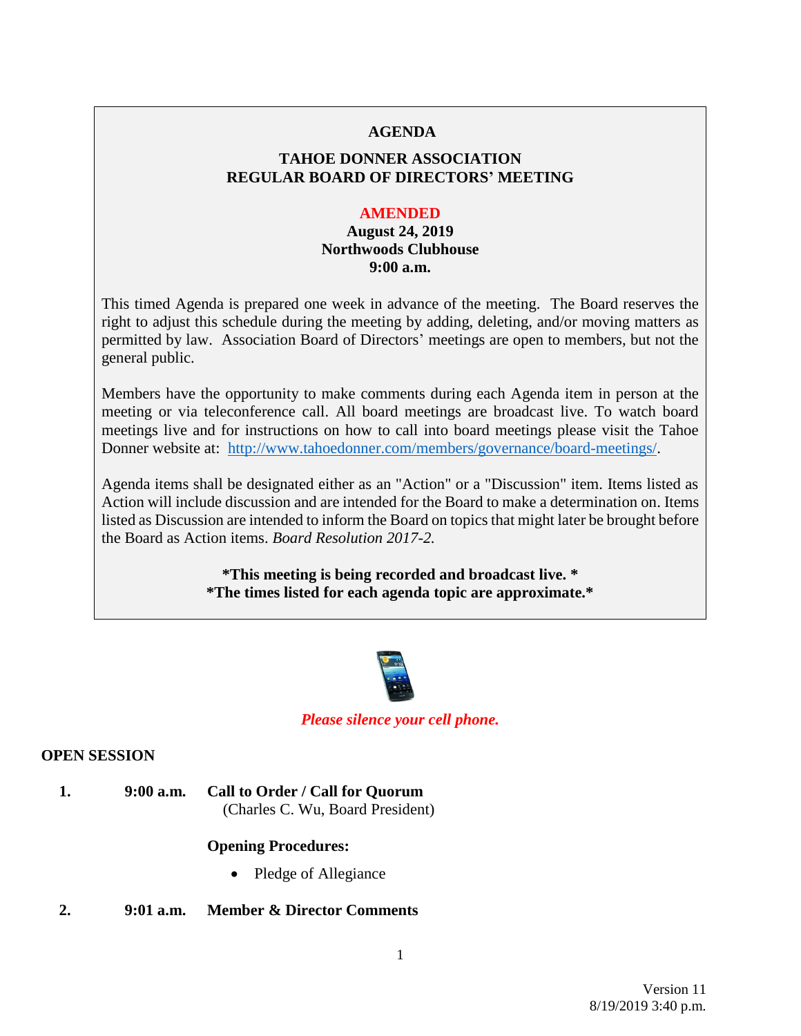# AGENDA

## TAHOE DONNER ASSOCIATION
## REGULAR BOARD OF DIRECTORS' MEETING

**AMENDED**
**August 24, 2019**
**Northwoods Clubhouse**
**9:00 a.m.**

This timed Agenda is prepared one week in advance of the meeting. The Board reserves the right to adjust this schedule during the meeting by adding, deleting, and/or moving matters as permitted by law. Association Board of Directors' meetings are open to members, but not the general public.

Members have the opportunity to make comments during each Agenda item in person at the meeting or via teleconference call. All board meetings are broadcast live. To watch board meetings live and for instructions on how to call into board meetings please visit the Tahoe Donner website at: [http://www.tahoedonner.com/members/governance/board-meetings/](http://www.tahoedonner.com/members/governance/board-meetings/).

Agenda items shall be designated either as an "Action" or a "Discussion" item. Items listed as Action will include discussion and are intended for the Board to make a determination on. Items listed as Discussion are intended to inform the Board on topics that might later be brought before the Board as Action items. *Board Resolution 2017-2.*

**\*This meeting is being recorded and broadcast live. \***
**\*The times listed for each agenda topic are approximate.\***

*Please silence your cell phone.*

## OPEN SESSION

1. **9:00 a.m. Call to Order / Call for Quorum**
   (Charles C. Wu, Board President)

   **Opening Procedures:**
   - Pledge of Allegiance

2. **9:01 a.m. Member & Director Comments**

Version 11
8/19/2019 3:40 p.m.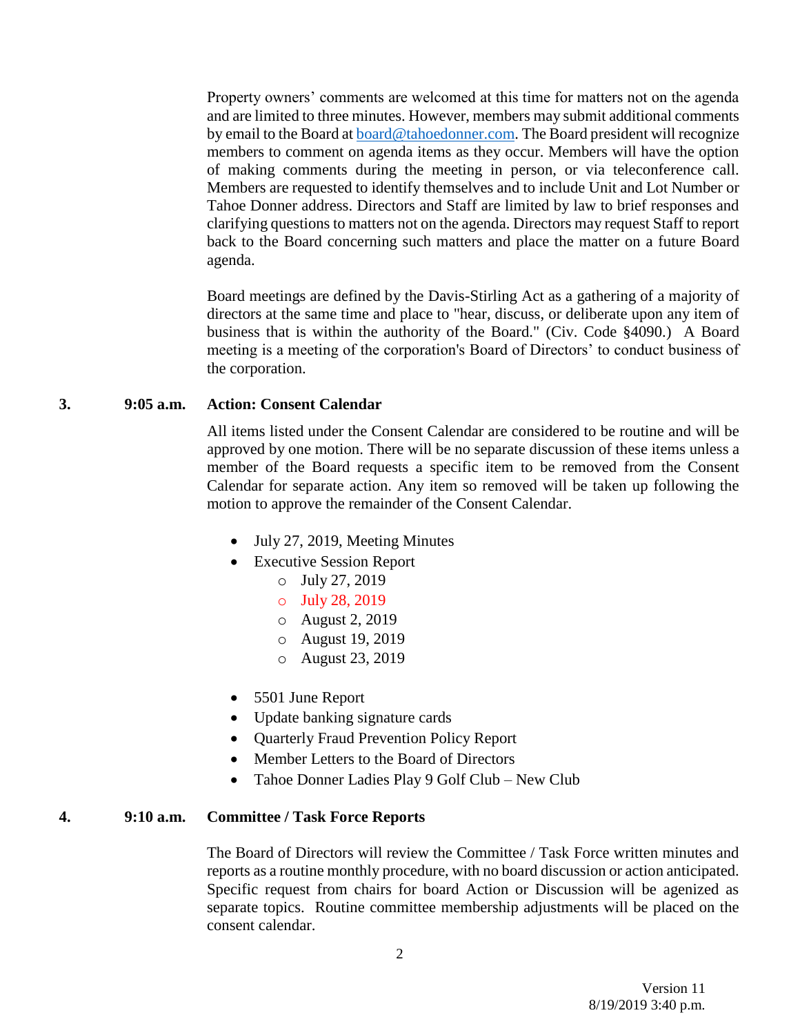Property owners' comments are welcomed at this time for matters not on the agenda and are limited to three minutes. However, members may submit additional comments by email to the Board at [board@tahoedonner.com](mailto:board@tahoedonner.com). The Board president will recognize members to comment on agenda items as they occur. Members will have the option of making comments during the meeting in person, or via teleconference call. Members are requested to identify themselves and to include Unit and Lot Number or Tahoe Donner address. Directors and Staff are limited by law to brief responses and clarifying questions to matters not on the agenda. Directors may request Staff to report back to the Board concerning such matters and place the matter on a future Board agenda.

Board meetings are defined by the Davis-Stirling Act as a gathering of a majority of directors at the same time and place to "hear, discuss, or deliberate upon any item of business that is within the authority of the Board." (Civ. Code §4090.) A Board meeting is a meeting of the corporation's Board of Directors' to conduct business of the corporation.

**3. 9:05 a.m. Action: Consent Calendar**

All items listed under the Consent Calendar are considered to be routine and will be approved by one motion. There will be no separate discussion of these items unless a member of the Board requests a specific item to be removed from the Consent Calendar for separate action. Any item so removed will be taken up following the motion to approve the remainder of the Consent Calendar.

- July 27, 2019, Meeting Minutes
- Executive Session Report
  - July 27, 2019
  - July 28, 2019
  - August 2, 2019
  - August 19, 2019
  - August 23, 2019
- 5501 June Report
- Update banking signature cards
- Quarterly Fraud Prevention Policy Report
- Member Letters to the Board of Directors
- Tahoe Donner Ladies Play 9 Golf Club – New Club

**4. 9:10 a.m. Committee / Task Force Reports**

The Board of Directors will review the Committee / Task Force written minutes and reports as a routine monthly procedure, with no board discussion or action anticipated. Specific request from chairs for board Action or Discussion will be agenized as separate topics. Routine committee membership adjustments will be placed on the consent calendar.

Version 11
8/19/2019 3:40 p.m.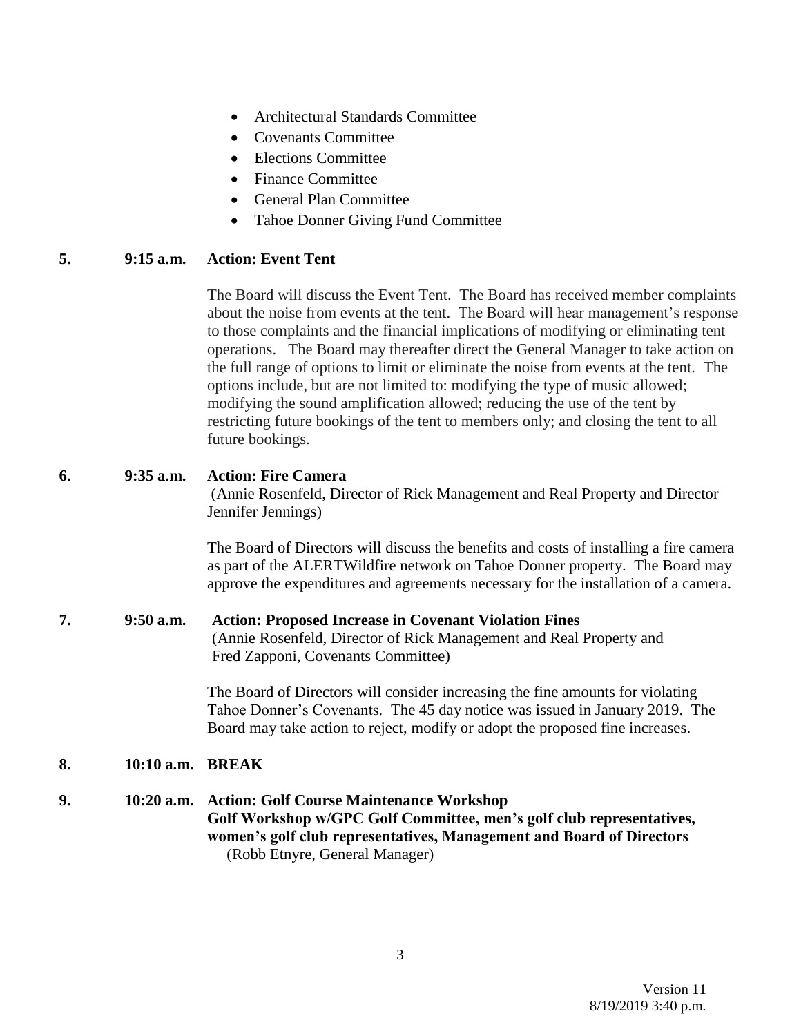- Architectural Standards Committee
- Covenants Committee
- Elections Committee
- Finance Committee
- General Plan Committee
- Tahoe Donner Giving Fund Committee

**5. 9:15 a.m. Action: Event Tent**

The Board will discuss the Event Tent. The Board has received member complaints about the noise from events at the tent. The Board will hear management's response to those complaints and the financial implications of modifying or eliminating tent operations. The Board may thereafter direct the General Manager to take action on the full range of options to limit or eliminate the noise from events at the tent. The options include, but are not limited to: modifying the type of music allowed; modifying the sound amplification allowed; reducing the use of the tent by restricting future bookings of the tent to members only; and closing the tent to all future bookings.

**6. 9:35 a.m. Action: Fire Camera**

(Annie Rosenfeld, Director of Rick Management and Real Property and Director Jennifer Jennings)

The Board of Directors will discuss the benefits and costs of installing a fire camera as part of the ALERTWildfire network on Tahoe Donner property. The Board may approve the expenditures and agreements necessary for the installation of a camera.

**7. 9:50 a.m. Action: Proposed Increase in Covenant Violation Fines**

(Annie Rosenfeld, Director of Rick Management and Real Property and Fred Zapponi, Covenants Committee)

The Board of Directors will consider increasing the fine amounts for violating Tahoe Donner's Covenants. The 45 day notice was issued in January 2019. The Board may take action to reject, modify or adopt the proposed fine increases.

**8. 10:10 a.m. BREAK**

**9. 10:20 a.m. Action: Golf Course Maintenance Workshop**
**Golf Workshop w/GPC Golf Committee, men's golf club representatives, women's golf club representatives, Management and Board of Directors**

(Robb Etnyre, General Manager)

Version 11
8/19/2019 3:40 p.m.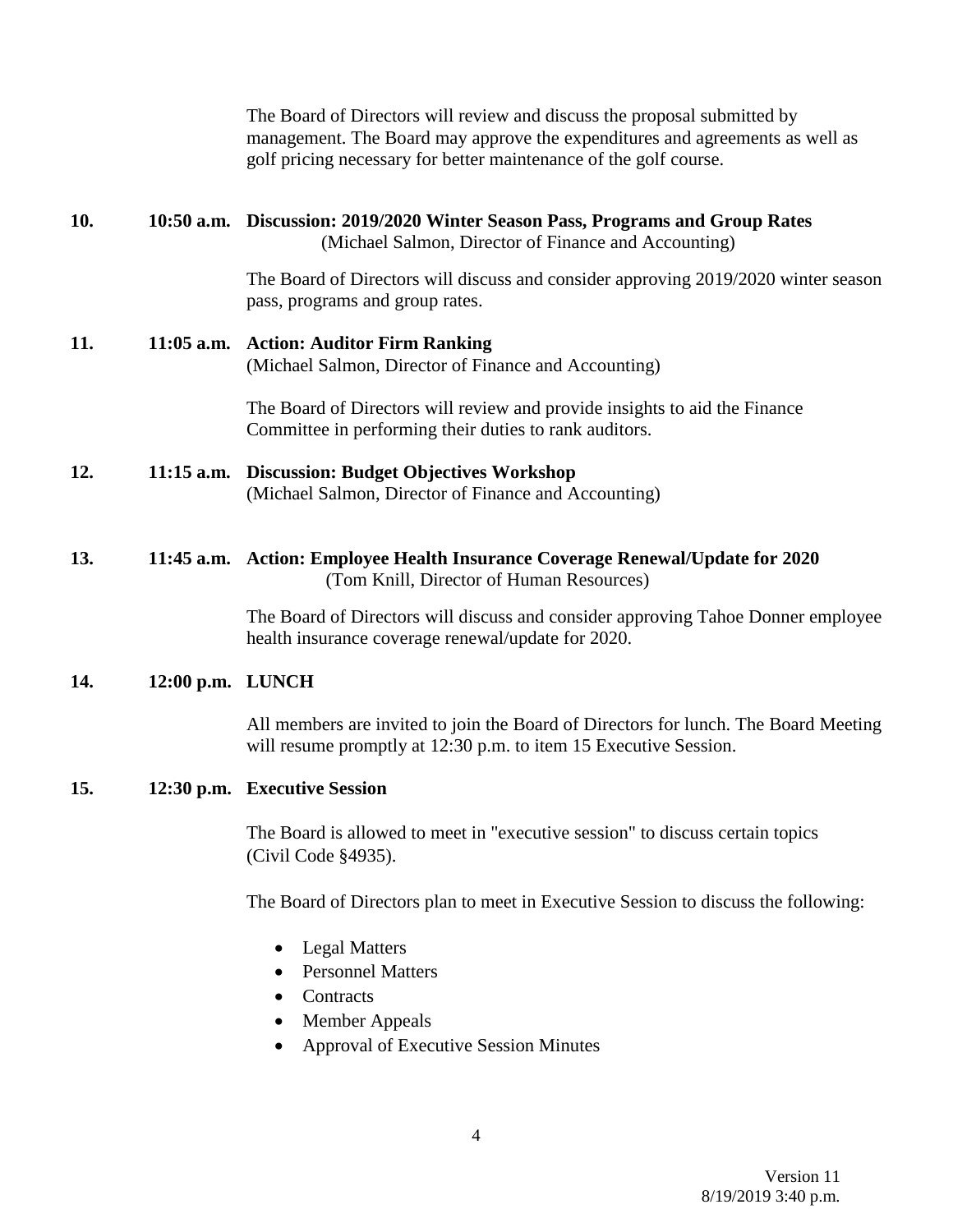The Board of Directors will review and discuss the proposal submitted by management. The Board may approve the expenditures and agreements as well as golf pricing necessary for better maintenance of the golf course.

**10. 10:50 a.m. Discussion: 2019/2020 Winter Season Pass, Programs and Group Rates**
(Michael Salmon, Director of Finance and Accounting)

The Board of Directors will discuss and consider approving 2019/2020 winter season pass, programs and group rates.

**11. 11:05 a.m. Action: Auditor Firm Ranking**
(Michael Salmon, Director of Finance and Accounting)

The Board of Directors will review and provide insights to aid the Finance Committee in performing their duties to rank auditors.

**12. 11:15 a.m. Discussion: Budget Objectives Workshop**
(Michael Salmon, Director of Finance and Accounting)

**13. 11:45 a.m. Action: Employee Health Insurance Coverage Renewal/Update for 2020**
(Tom Knill, Director of Human Resources)

The Board of Directors will discuss and consider approving Tahoe Donner employee health insurance coverage renewal/update for 2020.

**14. 12:00 p.m. LUNCH**

All members are invited to join the Board of Directors for lunch. The Board Meeting will resume promptly at 12:30 p.m. to item 15 Executive Session.

**15. 12:30 p.m. Executive Session**

The Board is allowed to meet in "executive session" to discuss certain topics (Civil Code §4935).

The Board of Directors plan to meet in Executive Session to discuss the following:

- Legal Matters
- Personnel Matters
- Contracts
- Member Appeals
- Approval of Executive Session Minutes

Version 11
8/19/2019 3:40 p.m.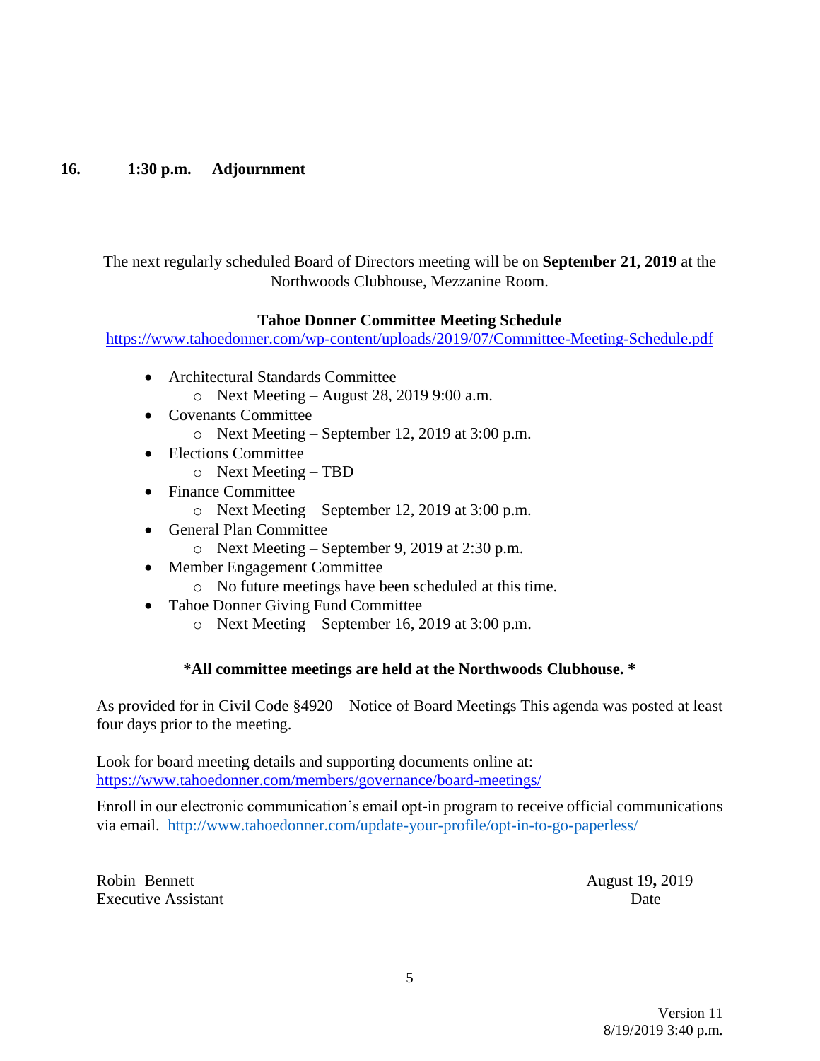**16. 1:30 p.m. Adjournment**

The next regularly scheduled Board of Directors meeting will be on **September 21, 2019** at the Northwoods Clubhouse, Mezzanine Room.

**Tahoe Donner Committee Meeting Schedule**

https://www.tahoedonner.com/wp-content/uploads/2019/07/Committee-Meeting-Schedule.pdf

- Architectural Standards Committee
  - Next Meeting – August 28, 2019 9:00 a.m.
- Covenants Committee
  - Next Meeting – September 12, 2019 at 3:00 p.m.
- Elections Committee
  - Next Meeting – TBD
- Finance Committee
  - Next Meeting – September 12, 2019 at 3:00 p.m.
- General Plan Committee
  - Next Meeting – September 9, 2019 at 2:30 p.m.
- Member Engagement Committee
  - No future meetings have been scheduled at this time.
- Tahoe Donner Giving Fund Committee
  - Next Meeting – September 16, 2019 at 3:00 p.m.

**\*All committee meetings are held at the Northwoods Clubhouse. \***

As provided for in Civil Code §4920 – Notice of Board Meetings This agenda was posted at least four days prior to the meeting.

Look for board meeting details and supporting documents online at:
https://www.tahoedonner.com/members/governance/board-meetings/

Enroll in our electronic communication's email opt-in program to receive official communications via email. http://www.tahoedonner.com/update-your-profile/opt-in-to-go-paperless/

| | |
|---|---|
| Robin Bennett | August 19, 2019 |
| Executive Assistant | Date |

Version 11
8/19/2019 3:40 p.m.